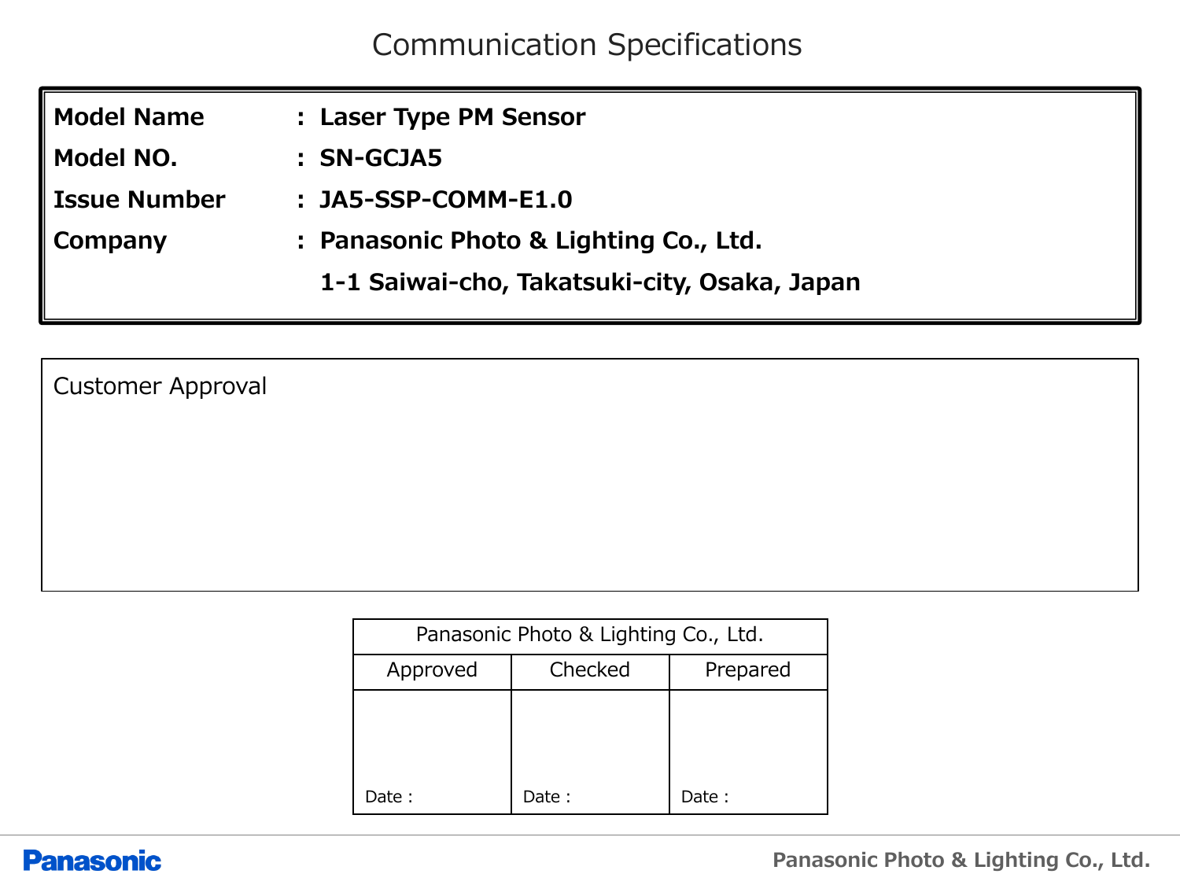# Communication Specifications

| | | |
|---|---|---|
| **Model Name** | **:** | **Laser Type PM Sensor** |
| **Model NO.** | **:** | **SN-GCJA5** |
| **Issue Number** | **:** | **JA5-SSP-COMM-E1.0** |
| **Company** | **:** | **Panasonic Photo & Lighting Co., Ltd.** |
| | | **1-1 Saiwai-cho, Takatsuki-city, Osaka, Japan** |

Customer Approval

| Panasonic Photo & Lighting Co., Ltd. | | |
|---|---|---|
| Approved | Checked | Prepared |
| Date : | Date : | Date : |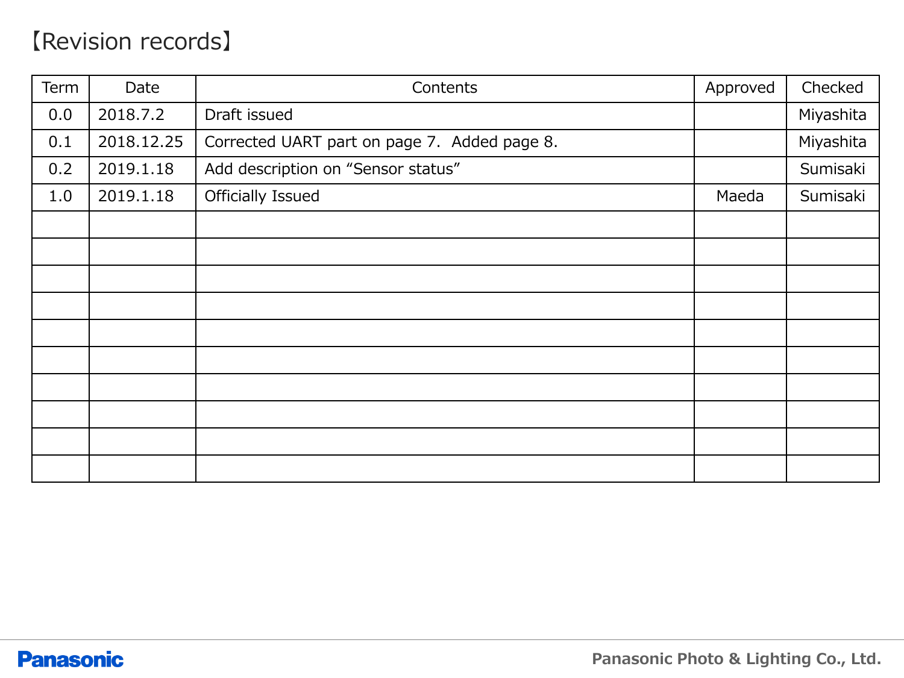# 【Revision records】

| Term | Date | Contents | Approved | Checked |
|---|---|---|---|---|
| 0.0 | 2018.7.2 | Draft issued | | Miyashita |
| 0.1 | 2018.12.25 | Corrected UART part on page 7. Added page 8. | | Miyashita |
| 0.2 | 2019.1.18 | Add description on “Sensor status” | | Sumisaki |
| 1.0 | 2019.1.18 | Officially Issued | Maeda | Sumisaki |
| | | | | |
| | | | | |
| | | | | |
| | | | | |
| | | | | |
| | | | | |
| | | | | |
| | | | | |
| | | | | |
| | | | | |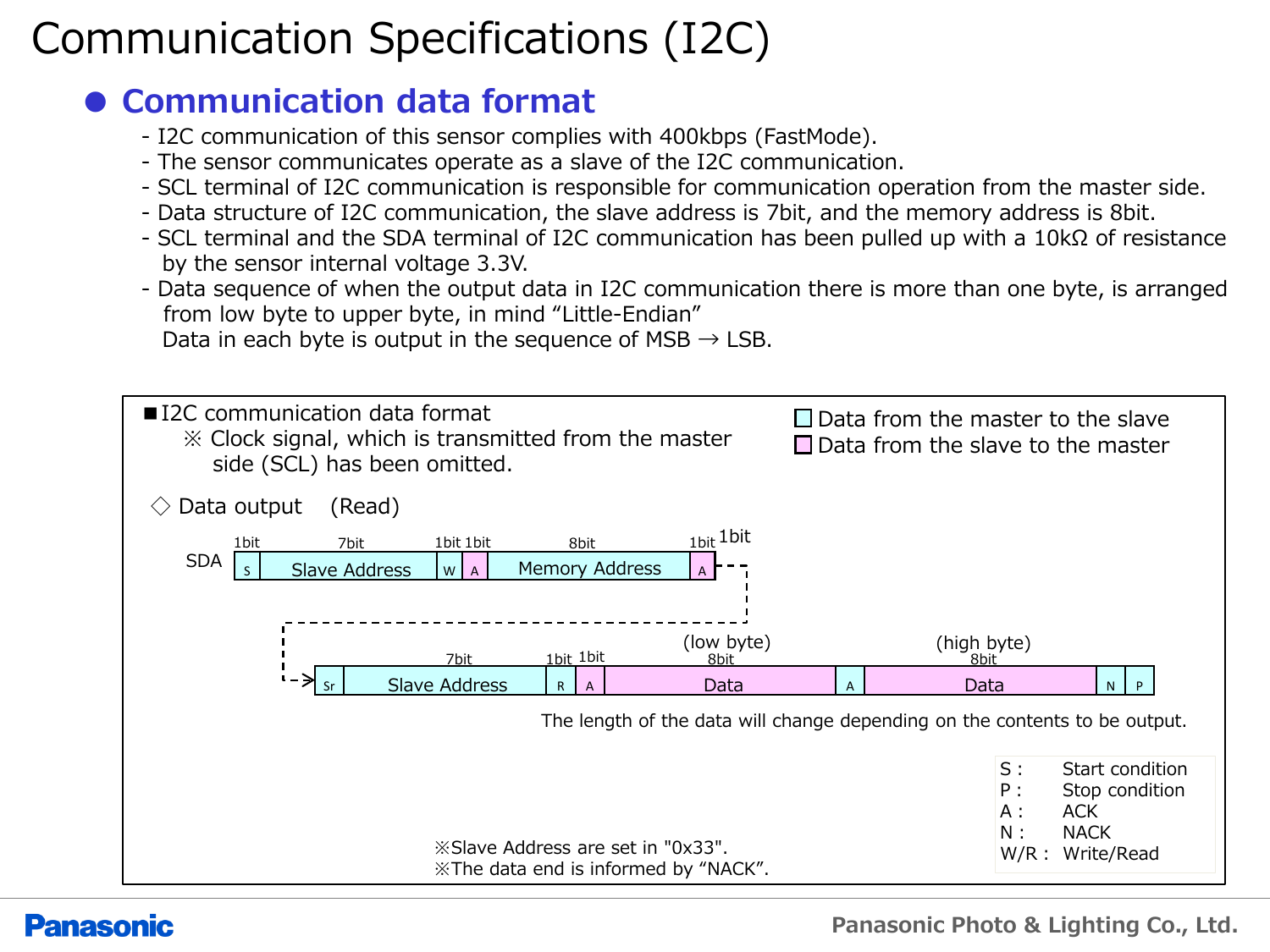# Communication Specifications (I2C)

## ● Communication data format

- I2C communication of this sensor complies with 400kbps (FastMode).
- The sensor communicates operate as a slave of the I2C communication.
- SCL terminal of I2C communication is responsible for communication operation from the master side.
- Data structure of I2C communication, the slave address is 7bit, and the memory address is 8bit.
- SCL terminal and the SDA terminal of I2C communication has been pulled up with a 10kΩ of resistance by the sensor internal voltage 3.3V.
- Data sequence of when the output data in I2C communication there is more than one byte, is arranged from low byte to upper byte, in mind “Little-Endian”
  Data in each byte is output in the sequence of MSB → LSB.

■I2C communication data format

※ Clock signal, which is transmitted from the master side (SCL) has been omitted.

□ Data from the master to the slave
□ Data from the slave to the master

◇ Data output (Read)

SDA

| S | Slave Address | W | A | Memory Address | A |
|---|---|---|---|---|---|
| 1bit | 7bit | 1bit | 1bit | 8bit | 1bit |

| Sr | Slave Address | R | A | Data (low byte) | A | Data (high byte) | N | P |
|---|---|---|---|---|---|---|---|---|
| 1bit | 7bit | 1bit | 1bit | 8bit | | 8bit | | |

The length of the data will change depending on the contents to be output.

S : Start condition
P : Stop condition
A : ACK
N : NACK
W/R : Write/Read

※Slave Address are set in "0x33".
※The data end is informed by “NACK”.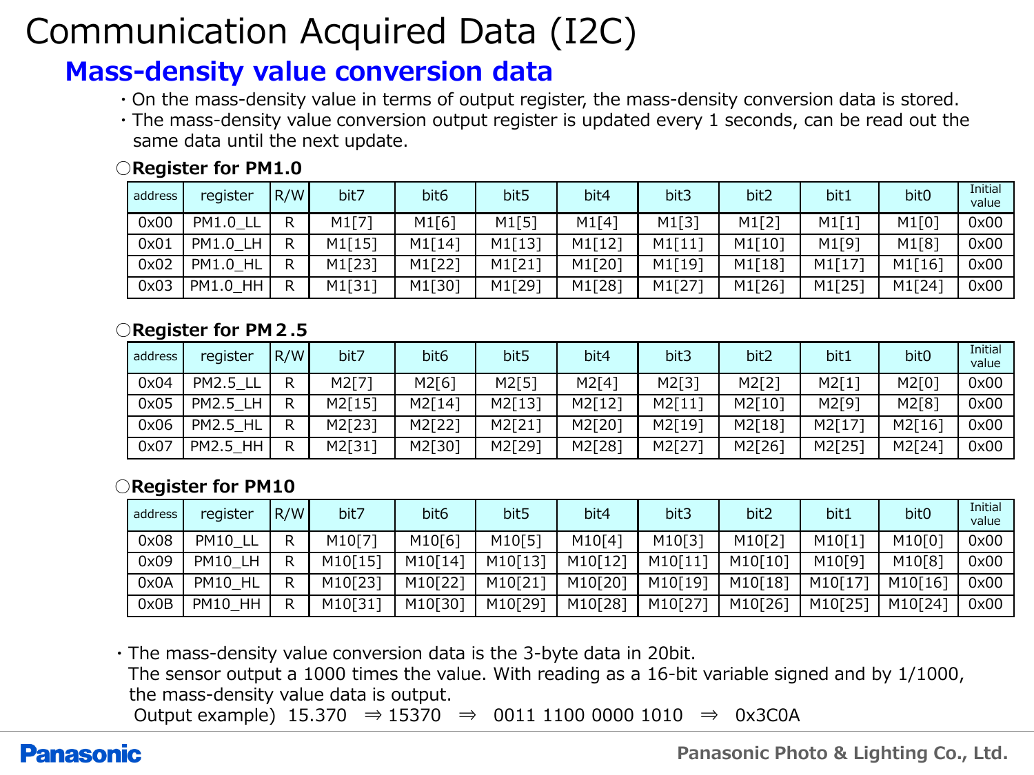# Communication Acquired Data (I2C)

## Mass-density value conversion data

- On the mass-density value in terms of output register, the mass-density conversion data is stored.
- The mass-density value conversion output register is updated every 1 seconds, can be read out the same data until the next update.

○**Register for PM1.0**

| address | register | R/W | bit7 | bit6 | bit5 | bit4 | bit3 | bit2 | bit1 | bit0 | Initial value |
|---|---|---|---|---|---|---|---|---|---|---|---|
| 0x00 | PM1.0_LL | R | M1[7] | M1[6] | M1[5] | M1[4] | M1[3] | M1[2] | M1[1] | M1[0] | 0x00 |
| 0x01 | PM1.0_LH | R | M1[15] | M1[14] | M1[13] | M1[12] | M1[11] | M1[10] | M1[9] | M1[8] | 0x00 |
| 0x02 | PM1.0_HL | R | M1[23] | M1[22] | M1[21] | M1[20] | M1[19] | M1[18] | M1[17] | M1[16] | 0x00 |
| 0x03 | PM1.0_HH | R | M1[31] | M1[30] | M1[29] | M1[28] | M1[27] | M1[26] | M1[25] | M1[24] | 0x00 |

○**Register for PM2.5**

| address | register | R/W | bit7 | bit6 | bit5 | bit4 | bit3 | bit2 | bit1 | bit0 | Initial value |
|---|---|---|---|---|---|---|---|---|---|---|---|
| 0x04 | PM2.5_LL | R | M2[7] | M2[6] | M2[5] | M2[4] | M2[3] | M2[2] | M2[1] | M2[0] | 0x00 |
| 0x05 | PM2.5_LH | R | M2[15] | M2[14] | M2[13] | M2[12] | M2[11] | M2[10] | M2[9] | M2[8] | 0x00 |
| 0x06 | PM2.5_HL | R | M2[23] | M2[22] | M2[21] | M2[20] | M2[19] | M2[18] | M2[17] | M2[16] | 0x00 |
| 0x07 | PM2.5_HH | R | M2[31] | M2[30] | M2[29] | M2[28] | M2[27] | M2[26] | M2[25] | M2[24] | 0x00 |

○**Register for PM10**

| address | register | R/W | bit7 | bit6 | bit5 | bit4 | bit3 | bit2 | bit1 | bit0 | Initial value |
|---|---|---|---|---|---|---|---|---|---|---|---|
| 0x08 | PM10_LL | R | M10[7] | M10[6] | M10[5] | M10[4] | M10[3] | M10[2] | M10[1] | M10[0] | 0x00 |
| 0x09 | PM10_LH | R | M10[15] | M10[14] | M10[13] | M10[12] | M10[11] | M10[10] | M10[9] | M10[8] | 0x00 |
| 0x0A | PM10_HL | R | M10[23] | M10[22] | M10[21] | M10[20] | M10[19] | M10[18] | M10[17] | M10[16] | 0x00 |
| 0x0B | PM10_HH | R | M10[31] | M10[30] | M10[29] | M10[28] | M10[27] | M10[26] | M10[25] | M10[24] | 0x00 |

- The mass-density value conversion data is the 3-byte data in 20bit.
  The sensor output a 1000 times the value. With reading as a 16-bit variable signed and by 1/1000, the mass-density value data is output.
  Output example) 15.370 ⇒ 15370 ⇒ 0011 1100 0000 1010 ⇒ 0x3C0A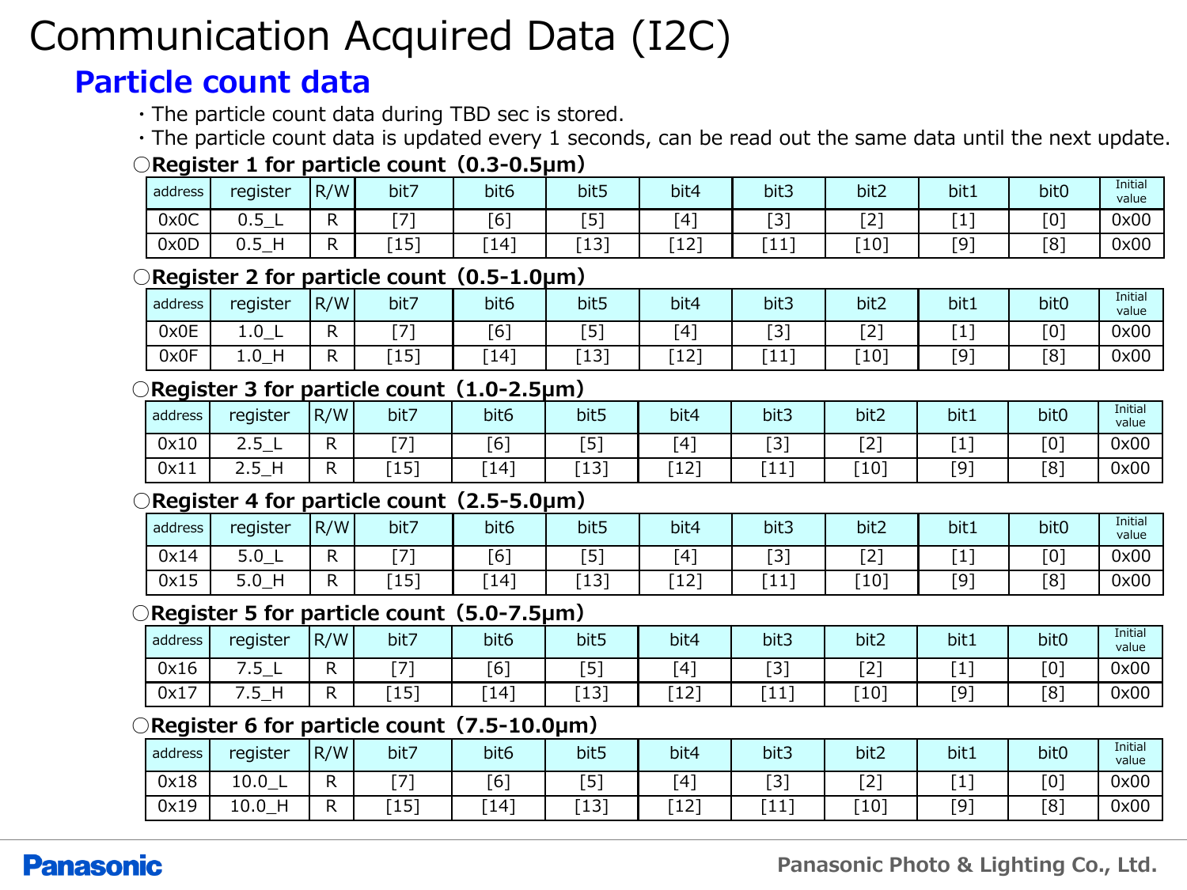# Communication Acquired Data (I2C)

## Particle count data

- The particle count data during TBD sec is stored.
- The particle count data is updated every 1 seconds, can be read out the same data until the next update.

○**Register 1 for particle count（0.3-0.5μm)**

| address | register | R/W | bit7 | bit6 | bit5 | bit4 | bit3 | bit2 | bit1 | bit0 | Initial value |
|---|---|---|---|---|---|---|---|---|---|---|---|
| 0x0C | 0.5_L | R | [7] | [6] | [5] | [4] | [3] | [2] | [1] | [0] | 0x00 |
| 0x0D | 0.5_H | R | [15] | [14] | [13] | [12] | [11] | [10] | [9] | [8] | 0x00 |

○**Register 2 for particle count（0.5-1.0μm)**

| address | register | R/W | bit7 | bit6 | bit5 | bit4 | bit3 | bit2 | bit1 | bit0 | Initial value |
|---|---|---|---|---|---|---|---|---|---|---|---|
| 0x0E | 1.0_L | R | [7] | [6] | [5] | [4] | [3] | [2] | [1] | [0] | 0x00 |
| 0x0F | 1.0_H | R | [15] | [14] | [13] | [12] | [11] | [10] | [9] | [8] | 0x00 |

○**Register 3 for particle count（1.0-2.5μm)**

| address | register | R/W | bit7 | bit6 | bit5 | bit4 | bit3 | bit2 | bit1 | bit0 | Initial value |
|---|---|---|---|---|---|---|---|---|---|---|---|
| 0x10 | 2.5_L | R | [7] | [6] | [5] | [4] | [3] | [2] | [1] | [0] | 0x00 |
| 0x11 | 2.5_H | R | [15] | [14] | [13] | [12] | [11] | [10] | [9] | [8] | 0x00 |

○**Register 4 for particle count（2.5-5.0μm)**

| address | register | R/W | bit7 | bit6 | bit5 | bit4 | bit3 | bit2 | bit1 | bit0 | Initial value |
|---|---|---|---|---|---|---|---|---|---|---|---|
| 0x14 | 5.0_L | R | [7] | [6] | [5] | [4] | [3] | [2] | [1] | [0] | 0x00 |
| 0x15 | 5.0_H | R | [15] | [14] | [13] | [12] | [11] | [10] | [9] | [8] | 0x00 |

○**Register 5 for particle count（5.0-7.5μm)**

| address | register | R/W | bit7 | bit6 | bit5 | bit4 | bit3 | bit2 | bit1 | bit0 | Initial value |
|---|---|---|---|---|---|---|---|---|---|---|---|
| 0x16 | 7.5_L | R | [7] | [6] | [5] | [4] | [3] | [2] | [1] | [0] | 0x00 |
| 0x17 | 7.5_H | R | [15] | [14] | [13] | [12] | [11] | [10] | [9] | [8] | 0x00 |

○**Register 6 for particle count（7.5-10.0μm)**

| address | register | R/W | bit7 | bit6 | bit5 | bit4 | bit3 | bit2 | bit1 | bit0 | Initial value |
|---|---|---|---|---|---|---|---|---|---|---|---|
| 0x18 | 10.0_L | R | [7] | [6] | [5] | [4] | [3] | [2] | [1] | [0] | 0x00 |
| 0x19 | 10.0_H | R | [15] | [14] | [13] | [12] | [11] | [10] | [9] | [8] | 0x00 |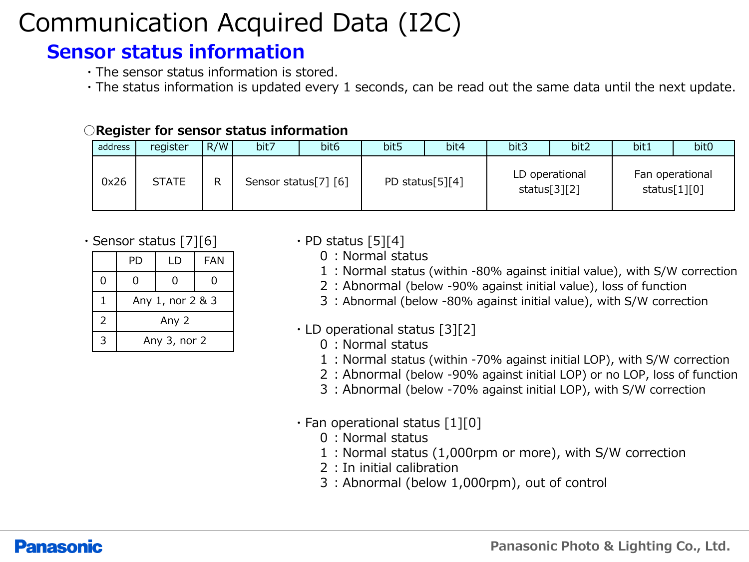# Communication Acquired Data (I2C)

## Sensor status information

- The sensor status information is stored.
- The status information is updated every 1 seconds, can be read out the same data until the next update.

### ○Register for sensor status information

| address | register | R/W | bit7 | bit6 | bit5 | bit4 | bit3 | bit2 | bit1 | bit0 |
|---|---|---|---|---|---|---|---|---|---|---|
| 0x26 | STATE | R | Sensor status[7] [6] | | PD status[5][4] | | LD operational status[3][2] | | Fan operational status[1][0] | |

- Sensor status [7][6]

| | PD | LD | FAN |
|---|---|---|---|
| 0 | 0 | 0 | 0 |
| 1 | Any 1, nor 2 & 3 | | |
| 2 | Any 2 | | |
| 3 | Any 3, nor 2 | | |

- PD status [5][4]
  - 0 : Normal status
  - 1 : Normal status (within -80% against initial value), with S/W correction
  - 2 : Abnormal (below -90% against initial value), loss of function
  - 3 : Abnormal (below -80% against initial value), with S/W correction

- LD operational status [3][2]
  - 0 : Normal status
  - 1 : Normal status (within -70% against initial LOP), with S/W correction
  - 2 : Abnormal (below -90% against initial LOP) or no LOP, loss of function
  - 3 : Abnormal (below -70% against initial LOP), with S/W correction

- Fan operational status [1][0]
  - 0 : Normal status
  - 1 : Normal status (1,000rpm or more), with S/W correction
  - 2 : In initial calibration
  - 3 : Abnormal (below 1,000rpm), out of control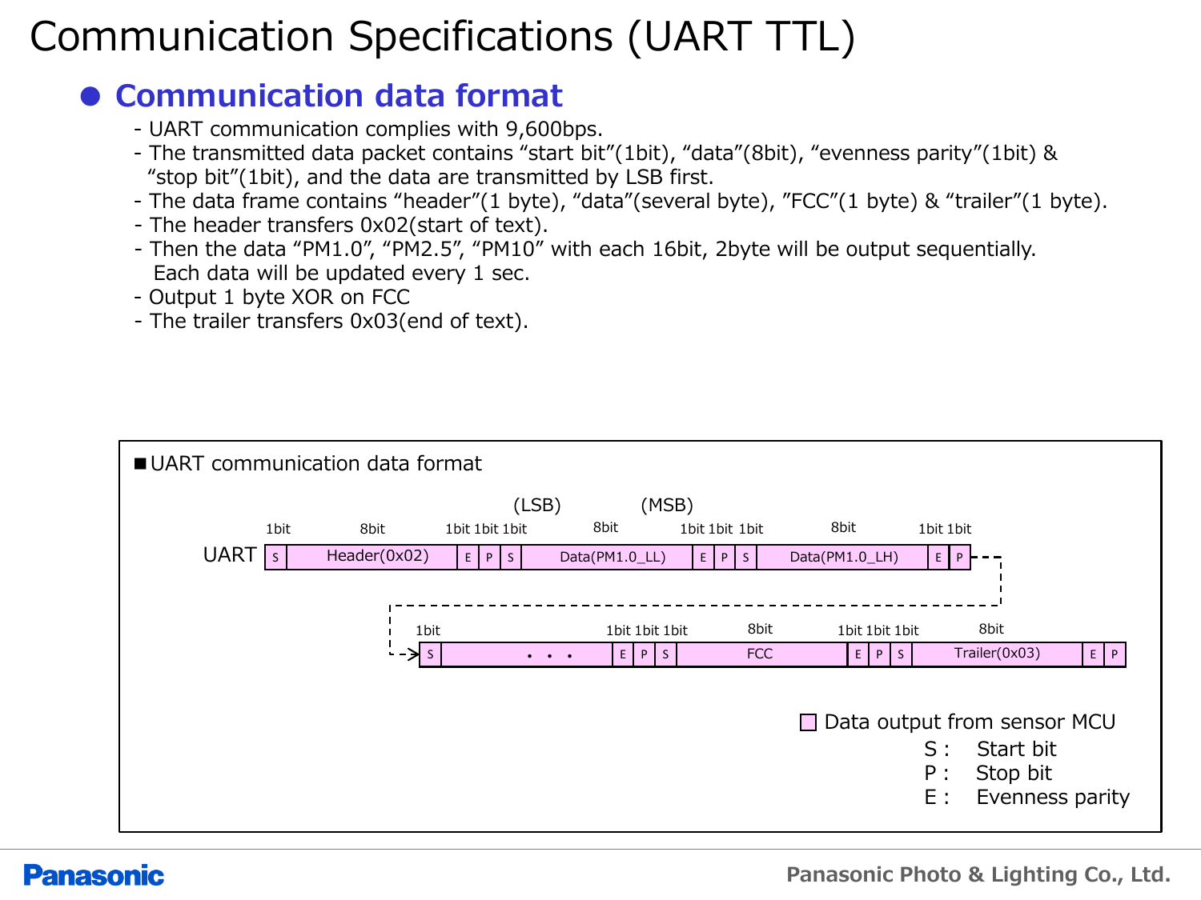# Communication Specifications (UART TTL)

## Communication data format

- UART communication complies with 9,600bps.
- The transmitted data packet contains “start bit”(1bit), “data”(8bit), “evenness parity”(1bit) & “stop bit”(1bit), and the data are transmitted by LSB first.
- The data frame contains “header”(1 byte), “data”(several byte), ”FCC”(1 byte) & “trailer”(1 byte).
- The header transfers 0x02(start of text).
- Then the data “PM1.0”, “PM2.5”, “PM10” with each 16bit, 2byte will be output sequentially. Each data will be updated every 1 sec.
- Output 1 byte XOR on FCC
- The trailer transfers 0x03(end of text).

■UART communication data format

(LSB) (MSB)

UART

1bit 8bit 1bit 1bit 1bit 8bit 1bit 1bit 1bit 8bit 1bit 1bit

S | Header(0x02) | E | P | S | Data(PM1.0_LL) | E | P | S | Data(PM1.0_LH) | E | P

1bit 1bit 1bit 1bit 8bit 1bit 1bit 1bit 8bit

S | • • • | E | P | S | FCC | E | P | S | Trailer(0x03) | E | P

□ Data output from sensor MCU

S : Start bit

P : Stop bit

E : Evenness parity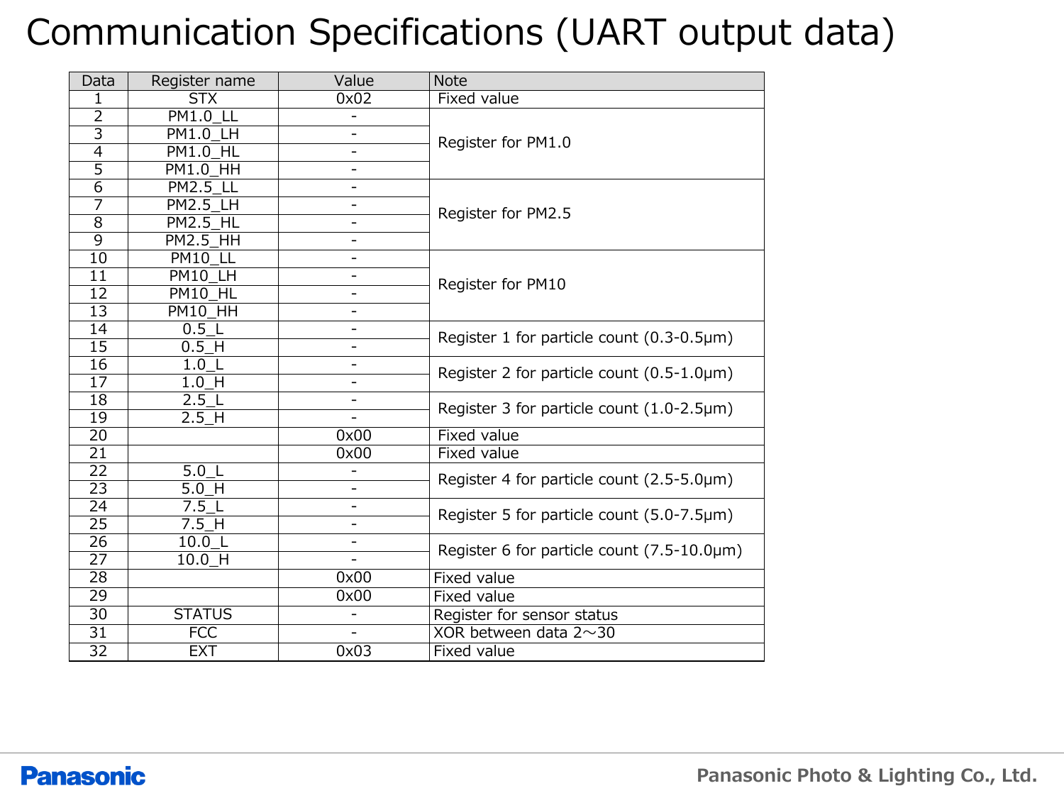# Communication Specifications (UART output data)

| Data | Register name | Value | Note |
|---|---|---|---|
| 1 | STX | 0x02 | Fixed value |
| 2 | PM1.0_LL | - | Register for PM1.0 |
| 3 | PM1.0_LH | - | |
| 4 | PM1.0_HL | - | |
| 5 | PM1.0_HH | - | |
| 6 | PM2.5_LL | - | Register for PM2.5 |
| 7 | PM2.5_LH | - | |
| 8 | PM2.5_HL | - | |
| 9 | PM2.5_HH | - | |
| 10 | PM10_LL | - | Register for PM10 |
| 11 | PM10_LH | - | |
| 12 | PM10_HL | - | |
| 13 | PM10_HH | - | |
| 14 | 0.5_L | - | Register 1 for particle count (0.3-0.5μm) |
| 15 | 0.5_H | - | |
| 16 | 1.0_L | - | Register 2 for particle count (0.5-1.0μm) |
| 17 | 1.0_H | - | |
| 18 | 2.5_L | - | Register 3 for particle count (1.0-2.5μm) |
| 19 | 2.5_H | - | |
| 20 | | 0x00 | Fixed value |
| 21 | | 0x00 | Fixed value |
| 22 | 5.0_L | - | Register 4 for particle count (2.5-5.0μm) |
| 23 | 5.0_H | - | |
| 24 | 7.5_L | - | Register 5 for particle count (5.0-7.5μm) |
| 25 | 7.5_H | - | |
| 26 | 10.0_L | - | Register 6 for particle count (7.5-10.0μm) |
| 27 | 10.0_H | - | |
| 28 | | 0x00 | Fixed value |
| 29 | | 0x00 | Fixed value |
| 30 | STATUS | - | Register for sensor status |
| 31 | FCC | - | XOR between data 2～30 |
| 32 | EXT | 0x03 | Fixed value |

Panasonic

Panasonic Photo & Lighting Co., Ltd.